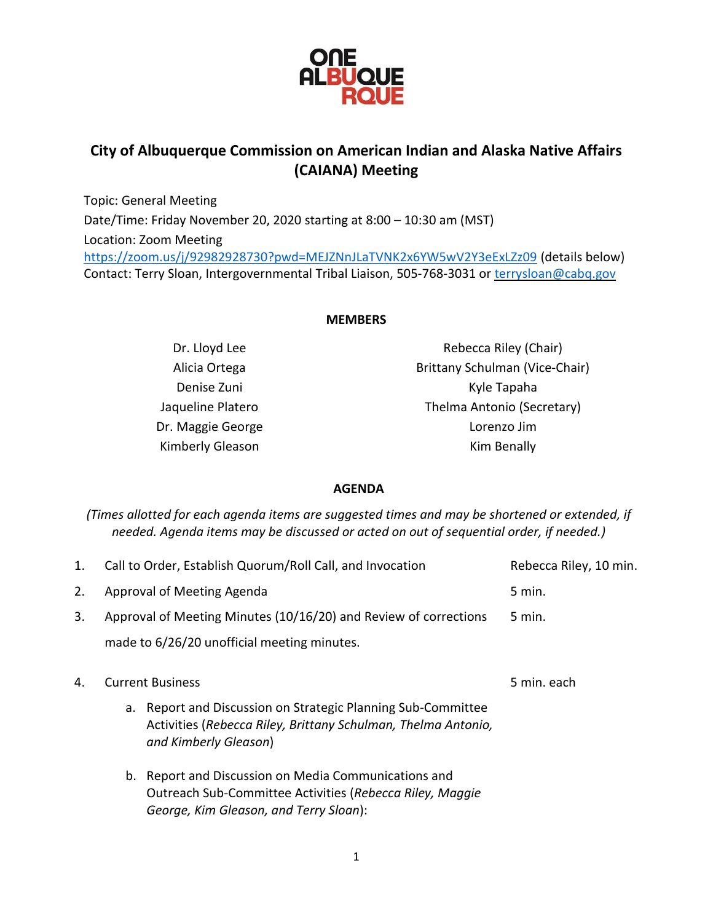ONE ALBUQUERQUE

# City of Albuquerque Commission on American Indian and Alaska Native Affairs (CAIANA) Meeting

Topic: General Meeting

Date/Time: Friday November 20, 2020 starting at 8:00 – 10:30 am (MST)

Location: Zoom Meeting

https://zoom.us/j/92982928730?pwd=MEJZNnJLaTVNK2x6YW5wV2Y3eExLZz09 (details below)

Contact: Terry Sloan, Intergovernmental Tribal Liaison, 505-768-3031 or terrysloan@cabq.gov

**MEMBERS**

| | |
|---|---|
| Dr. Lloyd Lee | Rebecca Riley (Chair) |
| Alicia Ortega | Brittany Schulman (Vice-Chair) |
| Denise Zuni | Kyle Tapaha |
| Jaqueline Platero | Thelma Antonio (Secretary) |
| Dr. Maggie George | Lorenzo Jim |
| Kimberly Gleason | Kim Benally |

**AGENDA**

*(Times allotted for each agenda items are suggested times and may be shortened or extended, if needed. Agenda items may be discussed or acted on out of sequential order, if needed.)*

1. Call to Order, Establish Quorum/Roll Call, and Invocation — Rebecca Riley, 10 min.
2. Approval of Meeting Agenda — 5 min.
3. Approval of Meeting Minutes (10/16/20) and Review of corrections made to 6/26/20 unofficial meeting minutes. — 5 min.
4. Current Business — 5 min. each
   a. Report and Discussion on Strategic Planning Sub-Committee Activities (*Rebecca Riley, Brittany Schulman, Thelma Antonio, and Kimberly Gleason*)
   b. Report and Discussion on Media Communications and Outreach Sub-Committee Activities (*Rebecca Riley, Maggie George, Kim Gleason, and Terry Sloan*):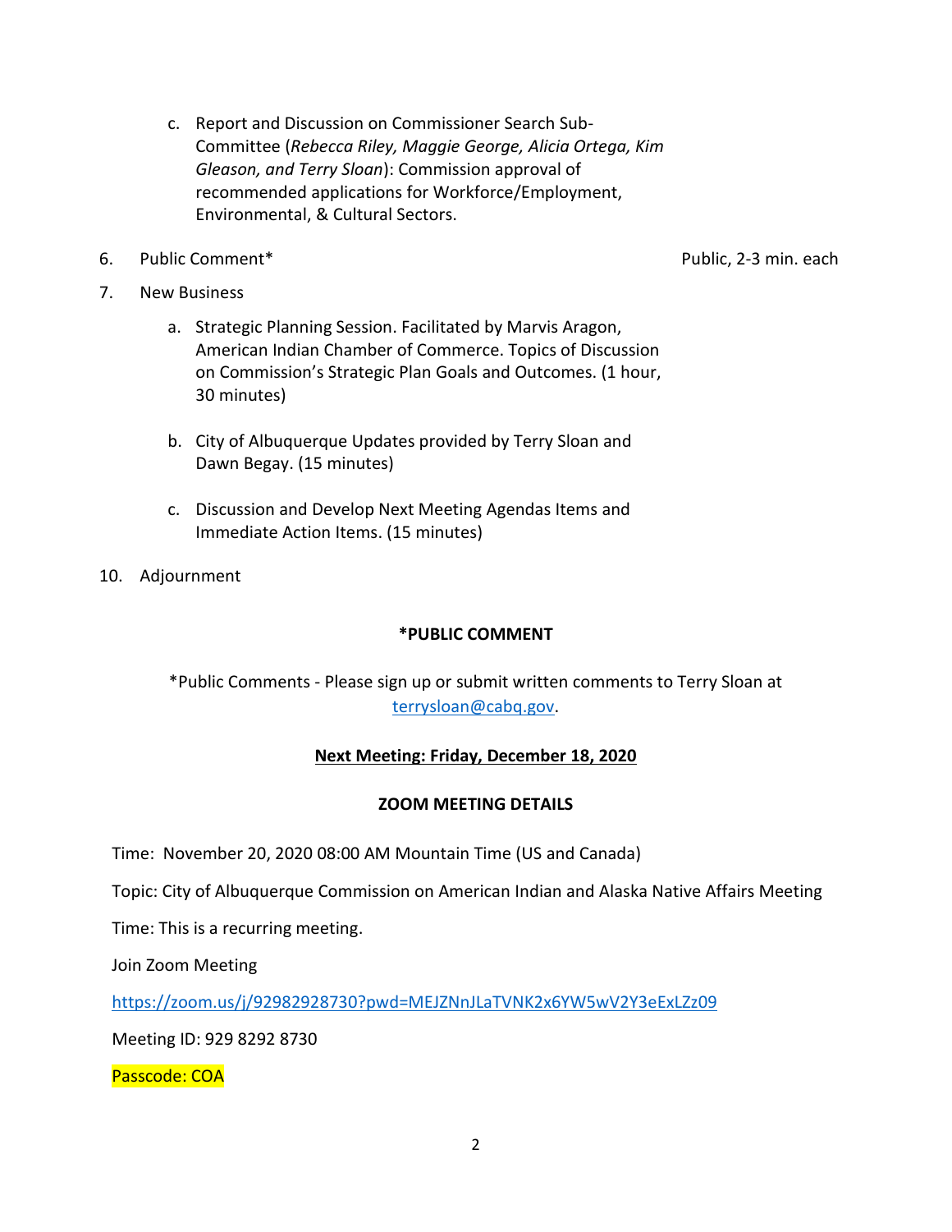c. Report and Discussion on Commissioner Search Sub-Committee (*Rebecca Riley, Maggie George, Alicia Ortega, Kim Gleason, and Terry Sloan*): Commission approval of recommended applications for Workforce/Employment, Environmental, & Cultural Sectors.

6. Public Comment* — Public, 2-3 min. each

7. New Business

   a. Strategic Planning Session. Facilitated by Marvis Aragon, American Indian Chamber of Commerce. Topics of Discussion on Commission's Strategic Plan Goals and Outcomes. (1 hour, 30 minutes)

   b. City of Albuquerque Updates provided by Terry Sloan and Dawn Begay. (15 minutes)

   c. Discussion and Develop Next Meeting Agendas Items and Immediate Action Items. (15 minutes)

10. Adjournment

**\*PUBLIC COMMENT**

*Public Comments - Please sign up or submit written comments to Terry Sloan at terrysloan@cabq.gov.

**Next Meeting: Friday, December 18, 2020**

**ZOOM MEETING DETAILS**

Time: November 20, 2020 08:00 AM Mountain Time (US and Canada)

Topic: City of Albuquerque Commission on American Indian and Alaska Native Affairs Meeting

Time: This is a recurring meeting.

Join Zoom Meeting

https://zoom.us/j/92982928730?pwd=MEJZNnJLaTVNK2x6YW5wV2Y3eExLZz09

Meeting ID: 929 8292 8730

Passcode: COA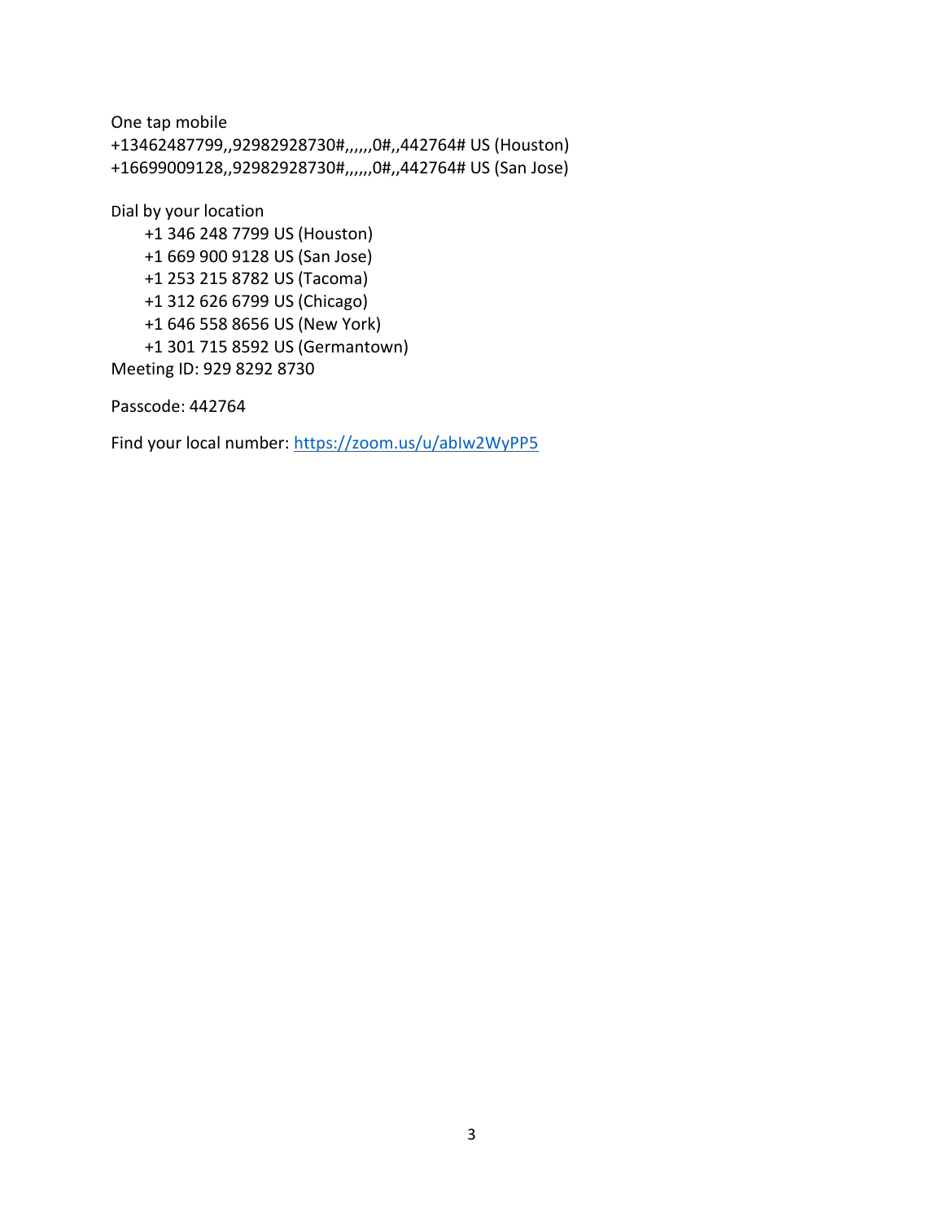One tap mobile
+13462487799,,92982928730#,,,,,,0#,,442764# US (Houston)
+16699009128,,92982928730#,,,,,,0#,,442764# US (San Jose)

Dial by your location
    +1 346 248 7799 US (Houston)
    +1 669 900 9128 US (San Jose)
    +1 253 215 8782 US (Tacoma)
    +1 312 626 6799 US (Chicago)
    +1 646 558 8656 US (New York)
    +1 301 715 8592 US (Germantown)
Meeting ID: 929 8292 8730

Passcode: 442764

Find your local number: https://zoom.us/u/ablw2WyPP5